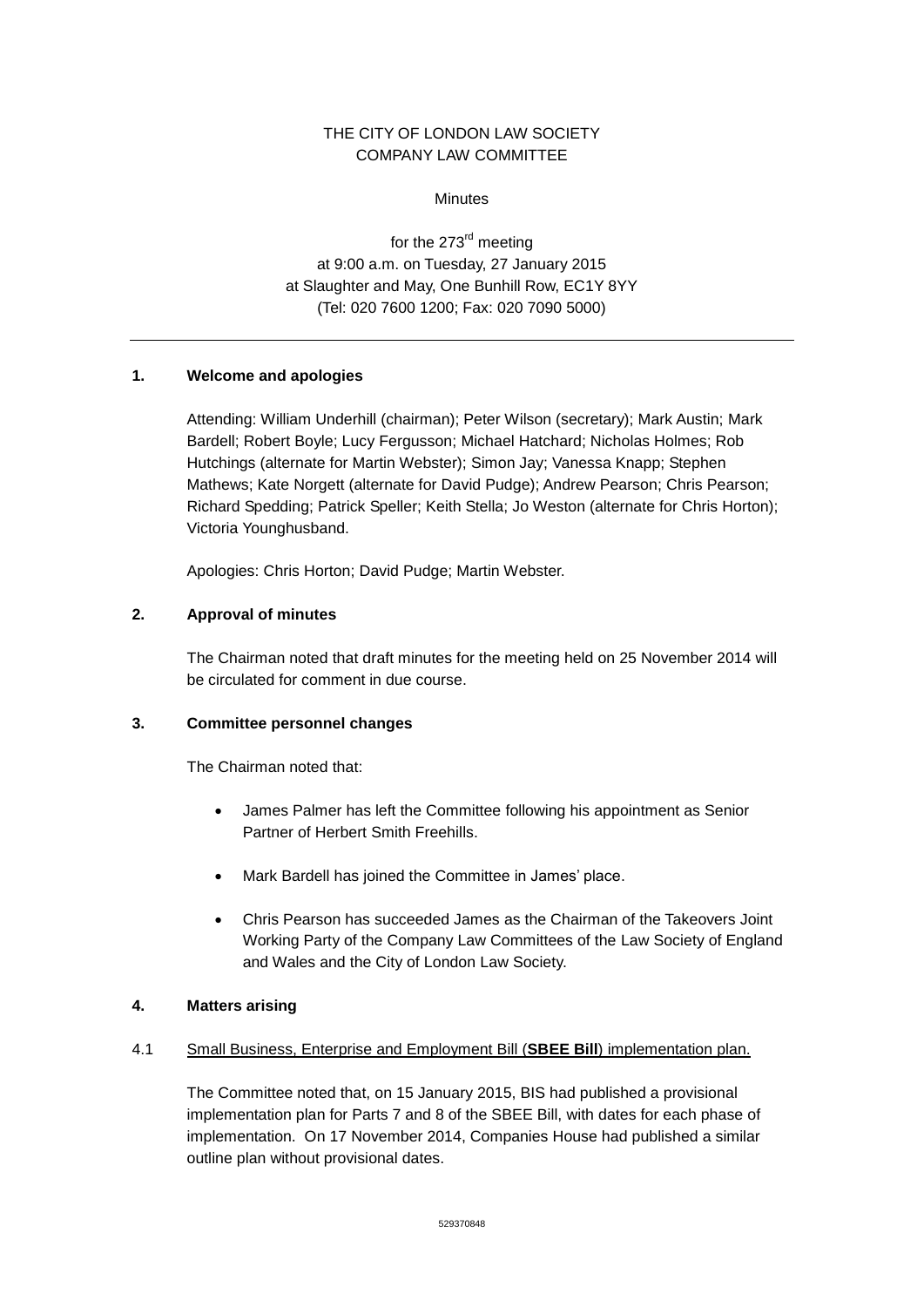THE CITY OF LONDON LAW SOCIETY
COMPANY LAW COMMITTEE

Minutes

for the 273rd meeting
at 9:00 a.m. on Tuesday, 27 January 2015
at Slaughter and May, One Bunhill Row, EC1Y 8YY
(Tel: 020 7600 1200; Fax: 020 7090 5000)

---

## 1. Welcome and apologies

Attending: William Underhill (chairman); Peter Wilson (secretary); Mark Austin; Mark Bardell; Robert Boyle; Lucy Fergusson; Michael Hatchard; Nicholas Holmes; Rob Hutchings (alternate for Martin Webster); Simon Jay; Vanessa Knapp; Stephen Mathews; Kate Norgett (alternate for David Pudge); Andrew Pearson; Chris Pearson; Richard Spedding; Patrick Speller; Keith Stella; Jo Weston (alternate for Chris Horton); Victoria Younghusband.

Apologies: Chris Horton; David Pudge; Martin Webster.

## 2. Approval of minutes

The Chairman noted that draft minutes for the meeting held on 25 November 2014 will be circulated for comment in due course.

## 3. Committee personnel changes

The Chairman noted that:

- James Palmer has left the Committee following his appointment as Senior Partner of Herbert Smith Freehills.
- Mark Bardell has joined the Committee in James' place.
- Chris Pearson has succeeded James as the Chairman of the Takeovers Joint Working Party of the Company Law Committees of the Law Society of England and Wales and the City of London Law Society.

## 4. Matters arising

4.1 Small Business, Enterprise and Employment Bill (**SBEE Bill**) implementation plan.

The Committee noted that, on 15 January 2015, BIS had published a provisional implementation plan for Parts 7 and 8 of the SBEE Bill, with dates for each phase of implementation. On 17 November 2014, Companies House had published a similar outline plan without provisional dates.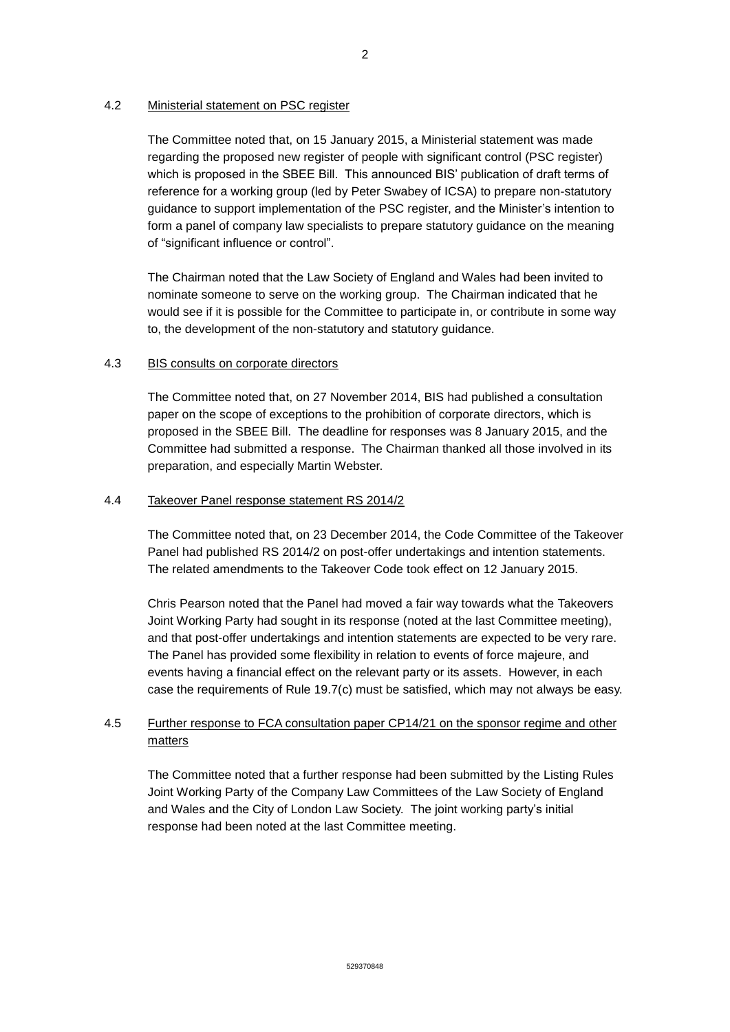### 4.2 Ministerial statement on PSC register

The Committee noted that, on 15 January 2015, a Ministerial statement was made regarding the proposed new register of people with significant control (PSC register) which is proposed in the SBEE Bill. This announced BIS' publication of draft terms of reference for a working group (led by Peter Swabey of ICSA) to prepare non-statutory guidance to support implementation of the PSC register, and the Minister's intention to form a panel of company law specialists to prepare statutory guidance on the meaning of "significant influence or control".

The Chairman noted that the Law Society of England and Wales had been invited to nominate someone to serve on the working group. The Chairman indicated that he would see if it is possible for the Committee to participate in, or contribute in some way to, the development of the non-statutory and statutory guidance.

### 4.3 BIS consults on corporate directors

The Committee noted that, on 27 November 2014, BIS had published a consultation paper on the scope of exceptions to the prohibition of corporate directors, which is proposed in the SBEE Bill. The deadline for responses was 8 January 2015, and the Committee had submitted a response. The Chairman thanked all those involved in its preparation, and especially Martin Webster.

### 4.4 Takeover Panel response statement RS 2014/2

The Committee noted that, on 23 December 2014, the Code Committee of the Takeover Panel had published RS 2014/2 on post-offer undertakings and intention statements. The related amendments to the Takeover Code took effect on 12 January 2015.

Chris Pearson noted that the Panel had moved a fair way towards what the Takeovers Joint Working Party had sought in its response (noted at the last Committee meeting), and that post-offer undertakings and intention statements are expected to be very rare. The Panel has provided some flexibility in relation to events of force majeure, and events having a financial effect on the relevant party or its assets. However, in each case the requirements of Rule 19.7(c) must be satisfied, which may not always be easy.

### 4.5 Further response to FCA consultation paper CP14/21 on the sponsor regime and other matters

The Committee noted that a further response had been submitted by the Listing Rules Joint Working Party of the Company Law Committees of the Law Society of England and Wales and the City of London Law Society. The joint working party's initial response had been noted at the last Committee meeting.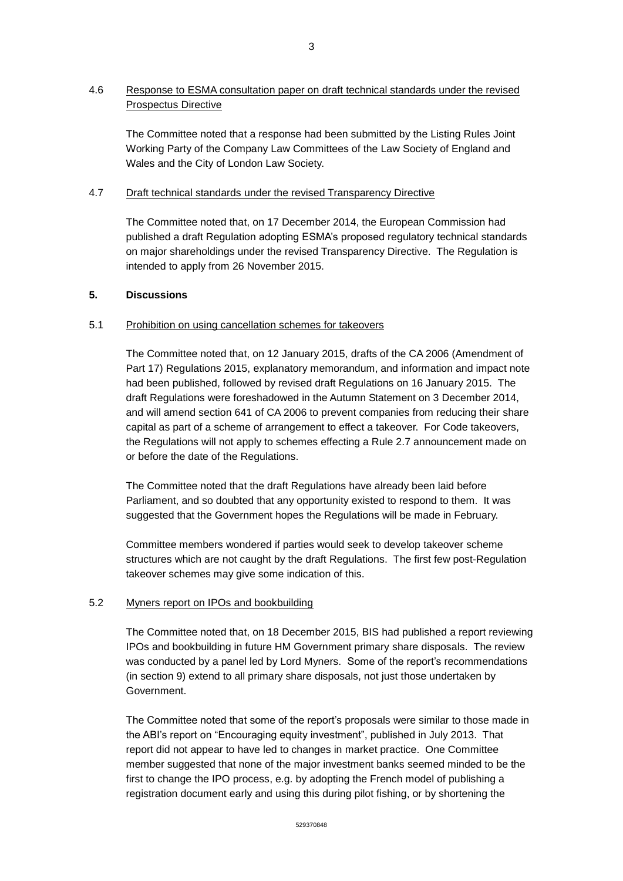4.6 Response to ESMA consultation paper on draft technical standards under the revised Prospectus Directive

The Committee noted that a response had been submitted by the Listing Rules Joint Working Party of the Company Law Committees of the Law Society of England and Wales and the City of London Law Society.

4.7 Draft technical standards under the revised Transparency Directive

The Committee noted that, on 17 December 2014, the European Commission had published a draft Regulation adopting ESMA's proposed regulatory technical standards on major shareholdings under the revised Transparency Directive. The Regulation is intended to apply from 26 November 2015.

**5. Discussions**

5.1 Prohibition on using cancellation schemes for takeovers

The Committee noted that, on 12 January 2015, drafts of the CA 2006 (Amendment of Part 17) Regulations 2015, explanatory memorandum, and information and impact note had been published, followed by revised draft Regulations on 16 January 2015. The draft Regulations were foreshadowed in the Autumn Statement on 3 December 2014, and will amend section 641 of CA 2006 to prevent companies from reducing their share capital as part of a scheme of arrangement to effect a takeover. For Code takeovers, the Regulations will not apply to schemes effecting a Rule 2.7 announcement made on or before the date of the Regulations.

The Committee noted that the draft Regulations have already been laid before Parliament, and so doubted that any opportunity existed to respond to them. It was suggested that the Government hopes the Regulations will be made in February.

Committee members wondered if parties would seek to develop takeover scheme structures which are not caught by the draft Regulations. The first few post-Regulation takeover schemes may give some indication of this.

5.2 Myners report on IPOs and bookbuilding

The Committee noted that, on 18 December 2015, BIS had published a report reviewing IPOs and bookbuilding in future HM Government primary share disposals. The review was conducted by a panel led by Lord Myners. Some of the report's recommendations (in section 9) extend to all primary share disposals, not just those undertaken by Government.

The Committee noted that some of the report's proposals were similar to those made in the ABI's report on "Encouraging equity investment", published in July 2013. That report did not appear to have led to changes in market practice. One Committee member suggested that none of the major investment banks seemed minded to be the first to change the IPO process, e.g. by adopting the French model of publishing a registration document early and using this during pilot fishing, or by shortening the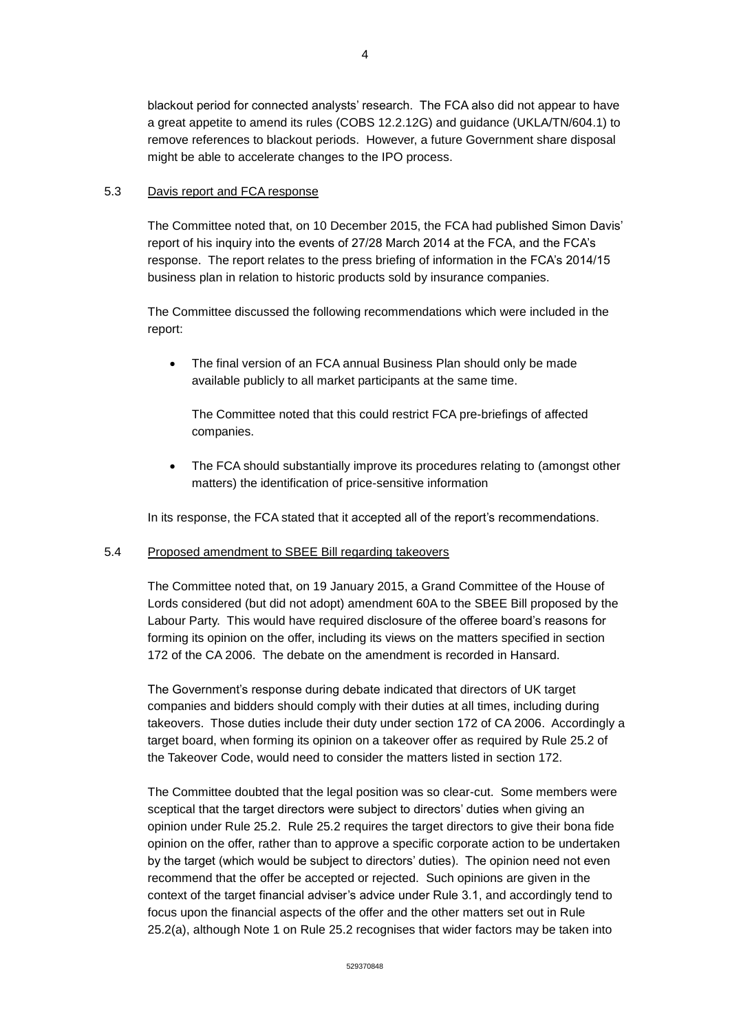blackout period for connected analysts' research. The FCA also did not appear to have a great appetite to amend its rules (COBS 12.2.12G) and guidance (UKLA/TN/604.1) to remove references to blackout periods. However, a future Government share disposal might be able to accelerate changes to the IPO process.

## 5.3 Davis report and FCA response

The Committee noted that, on 10 December 2015, the FCA had published Simon Davis' report of his inquiry into the events of 27/28 March 2014 at the FCA, and the FCA's response. The report relates to the press briefing of information in the FCA's 2014/15 business plan in relation to historic products sold by insurance companies.

The Committee discussed the following recommendations which were included in the report:

- The final version of an FCA annual Business Plan should only be made available publicly to all market participants at the same time.

  The Committee noted that this could restrict FCA pre-briefings of affected companies.

- The FCA should substantially improve its procedures relating to (amongst other matters) the identification of price-sensitive information

In its response, the FCA stated that it accepted all of the report's recommendations.

## 5.4 Proposed amendment to SBEE Bill regarding takeovers

The Committee noted that, on 19 January 2015, a Grand Committee of the House of Lords considered (but did not adopt) amendment 60A to the SBEE Bill proposed by the Labour Party. This would have required disclosure of the offeree board's reasons for forming its opinion on the offer, including its views on the matters specified in section 172 of the CA 2006. The debate on the amendment is recorded in Hansard.

The Government's response during debate indicated that directors of UK target companies and bidders should comply with their duties at all times, including during takeovers. Those duties include their duty under section 172 of CA 2006. Accordingly a target board, when forming its opinion on a takeover offer as required by Rule 25.2 of the Takeover Code, would need to consider the matters listed in section 172.

The Committee doubted that the legal position was so clear-cut. Some members were sceptical that the target directors were subject to directors' duties when giving an opinion under Rule 25.2. Rule 25.2 requires the target directors to give their bona fide opinion on the offer, rather than to approve a specific corporate action to be undertaken by the target (which would be subject to directors' duties). The opinion need not even recommend that the offer be accepted or rejected. Such opinions are given in the context of the target financial adviser's advice under Rule 3.1, and accordingly tend to focus upon the financial aspects of the offer and the other matters set out in Rule 25.2(a), although Note 1 on Rule 25.2 recognises that wider factors may be taken into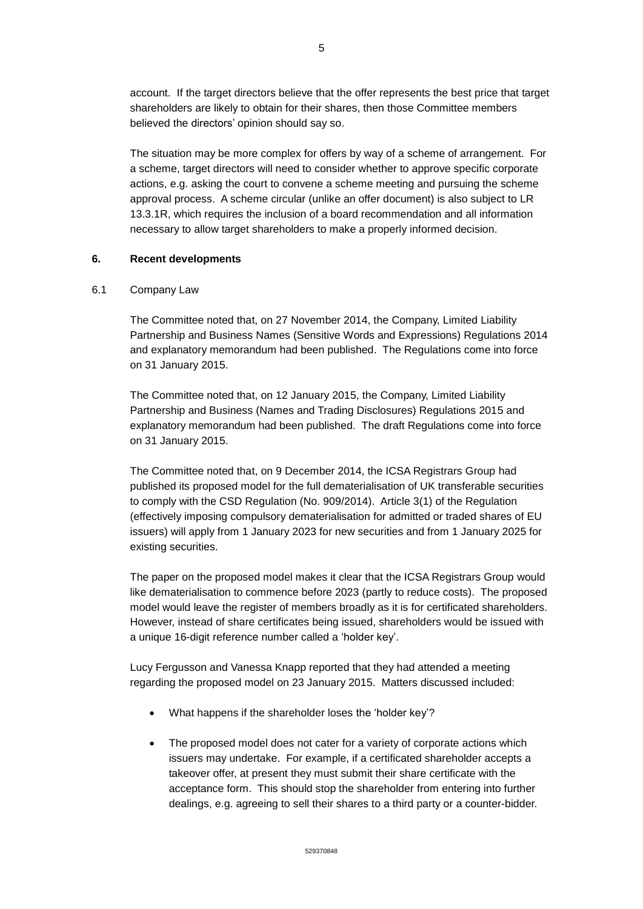account. If the target directors believe that the offer represents the best price that target shareholders are likely to obtain for their shares, then those Committee members believed the directors' opinion should say so.

The situation may be more complex for offers by way of a scheme of arrangement. For a scheme, target directors will need to consider whether to approve specific corporate actions, e.g. asking the court to convene a scheme meeting and pursuing the scheme approval process. A scheme circular (unlike an offer document) is also subject to LR 13.3.1R, which requires the inclusion of a board recommendation and all information necessary to allow target shareholders to make a properly informed decision.

## 6. Recent developments

### 6.1 Company Law

The Committee noted that, on 27 November 2014, the Company, Limited Liability Partnership and Business Names (Sensitive Words and Expressions) Regulations 2014 and explanatory memorandum had been published. The Regulations come into force on 31 January 2015.

The Committee noted that, on 12 January 2015, the Company, Limited Liability Partnership and Business (Names and Trading Disclosures) Regulations 2015 and explanatory memorandum had been published. The draft Regulations come into force on 31 January 2015.

The Committee noted that, on 9 December 2014, the ICSA Registrars Group had published its proposed model for the full dematerialisation of UK transferable securities to comply with the CSD Regulation (No. 909/2014). Article 3(1) of the Regulation (effectively imposing compulsory dematerialisation for admitted or traded shares of EU issuers) will apply from 1 January 2023 for new securities and from 1 January 2025 for existing securities.

The paper on the proposed model makes it clear that the ICSA Registrars Group would like dematerialisation to commence before 2023 (partly to reduce costs). The proposed model would leave the register of members broadly as it is for certificated shareholders. However, instead of share certificates being issued, shareholders would be issued with a unique 16-digit reference number called a 'holder key'.

Lucy Fergusson and Vanessa Knapp reported that they had attended a meeting regarding the proposed model on 23 January 2015. Matters discussed included:

- What happens if the shareholder loses the 'holder key'?
- The proposed model does not cater for a variety of corporate actions which issuers may undertake. For example, if a certificated shareholder accepts a takeover offer, at present they must submit their share certificate with the acceptance form. This should stop the shareholder from entering into further dealings, e.g. agreeing to sell their shares to a third party or a counter-bidder.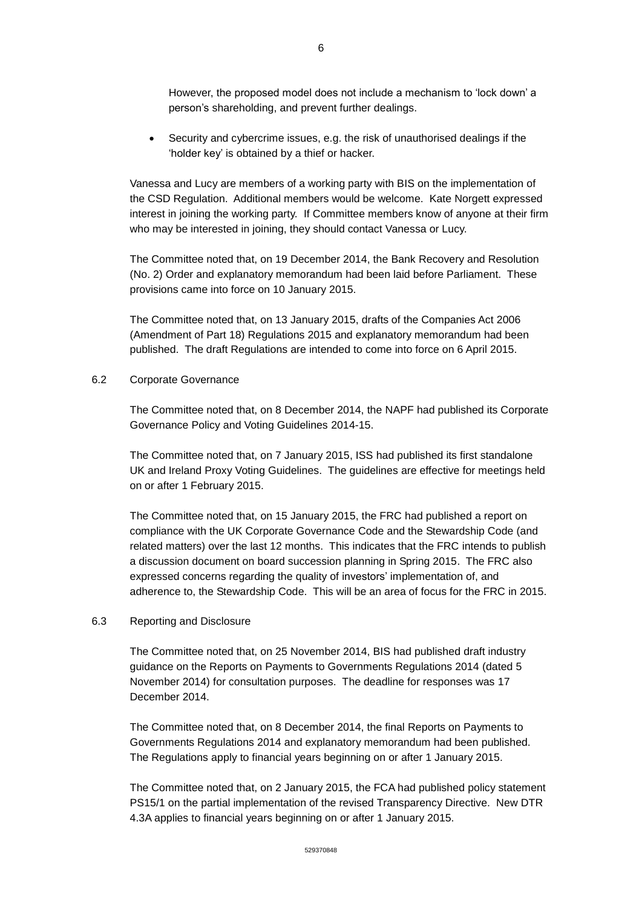However, the proposed model does not include a mechanism to 'lock down' a person's shareholding, and prevent further dealings.

- Security and cybercrime issues, e.g. the risk of unauthorised dealings if the 'holder key' is obtained by a thief or hacker.

Vanessa and Lucy are members of a working party with BIS on the implementation of the CSD Regulation. Additional members would be welcome. Kate Norgett expressed interest in joining the working party. If Committee members know of anyone at their firm who may be interested in joining, they should contact Vanessa or Lucy.

The Committee noted that, on 19 December 2014, the Bank Recovery and Resolution (No. 2) Order and explanatory memorandum had been laid before Parliament. These provisions came into force on 10 January 2015.

The Committee noted that, on 13 January 2015, drafts of the Companies Act 2006 (Amendment of Part 18) Regulations 2015 and explanatory memorandum had been published. The draft Regulations are intended to come into force on 6 April 2015.

6.2 Corporate Governance

The Committee noted that, on 8 December 2014, the NAPF had published its Corporate Governance Policy and Voting Guidelines 2014-15.

The Committee noted that, on 7 January 2015, ISS had published its first standalone UK and Ireland Proxy Voting Guidelines. The guidelines are effective for meetings held on or after 1 February 2015.

The Committee noted that, on 15 January 2015, the FRC had published a report on compliance with the UK Corporate Governance Code and the Stewardship Code (and related matters) over the last 12 months. This indicates that the FRC intends to publish a discussion document on board succession planning in Spring 2015. The FRC also expressed concerns regarding the quality of investors' implementation of, and adherence to, the Stewardship Code. This will be an area of focus for the FRC in 2015.

6.3 Reporting and Disclosure

The Committee noted that, on 25 November 2014, BIS had published draft industry guidance on the Reports on Payments to Governments Regulations 2014 (dated 5 November 2014) for consultation purposes. The deadline for responses was 17 December 2014.

The Committee noted that, on 8 December 2014, the final Reports on Payments to Governments Regulations 2014 and explanatory memorandum had been published. The Regulations apply to financial years beginning on or after 1 January 2015.

The Committee noted that, on 2 January 2015, the FCA had published policy statement PS15/1 on the partial implementation of the revised Transparency Directive. New DTR 4.3A applies to financial years beginning on or after 1 January 2015.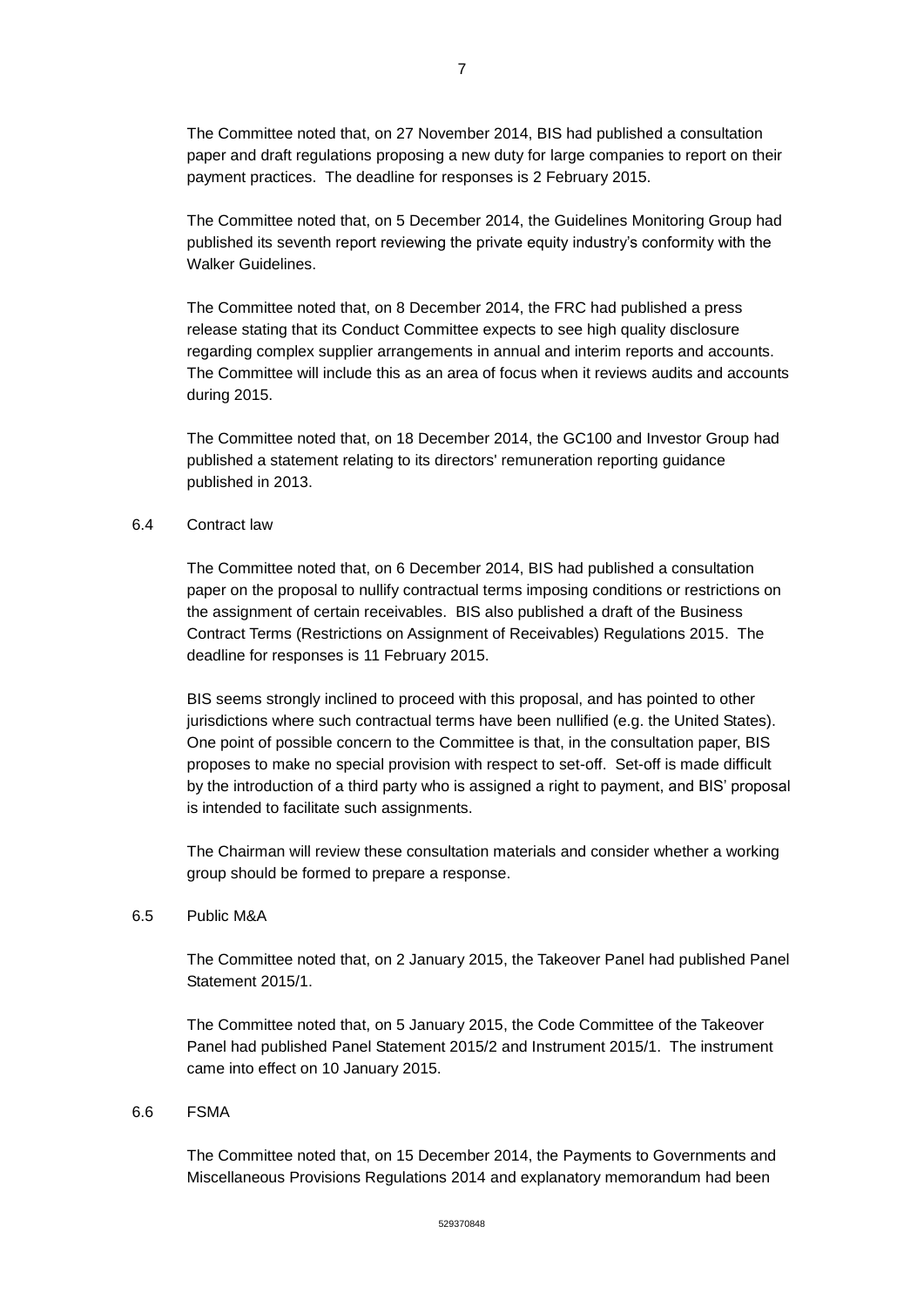The Committee noted that, on 27 November 2014, BIS had published a consultation paper and draft regulations proposing a new duty for large companies to report on their payment practices. The deadline for responses is 2 February 2015.

The Committee noted that, on 5 December 2014, the Guidelines Monitoring Group had published its seventh report reviewing the private equity industry's conformity with the Walker Guidelines.

The Committee noted that, on 8 December 2014, the FRC had published a press release stating that its Conduct Committee expects to see high quality disclosure regarding complex supplier arrangements in annual and interim reports and accounts. The Committee will include this as an area of focus when it reviews audits and accounts during 2015.

The Committee noted that, on 18 December 2014, the GC100 and Investor Group had published a statement relating to its directors' remuneration reporting guidance published in 2013.

6.4 Contract law

The Committee noted that, on 6 December 2014, BIS had published a consultation paper on the proposal to nullify contractual terms imposing conditions or restrictions on the assignment of certain receivables. BIS also published a draft of the Business Contract Terms (Restrictions on Assignment of Receivables) Regulations 2015. The deadline for responses is 11 February 2015.

BIS seems strongly inclined to proceed with this proposal, and has pointed to other jurisdictions where such contractual terms have been nullified (e.g. the United States). One point of possible concern to the Committee is that, in the consultation paper, BIS proposes to make no special provision with respect to set-off. Set-off is made difficult by the introduction of a third party who is assigned a right to payment, and BIS' proposal is intended to facilitate such assignments.

The Chairman will review these consultation materials and consider whether a working group should be formed to prepare a response.

6.5 Public M&A

The Committee noted that, on 2 January 2015, the Takeover Panel had published Panel Statement 2015/1.

The Committee noted that, on 5 January 2015, the Code Committee of the Takeover Panel had published Panel Statement 2015/2 and Instrument 2015/1. The instrument came into effect on 10 January 2015.

6.6 FSMA

The Committee noted that, on 15 December 2014, the Payments to Governments and Miscellaneous Provisions Regulations 2014 and explanatory memorandum had been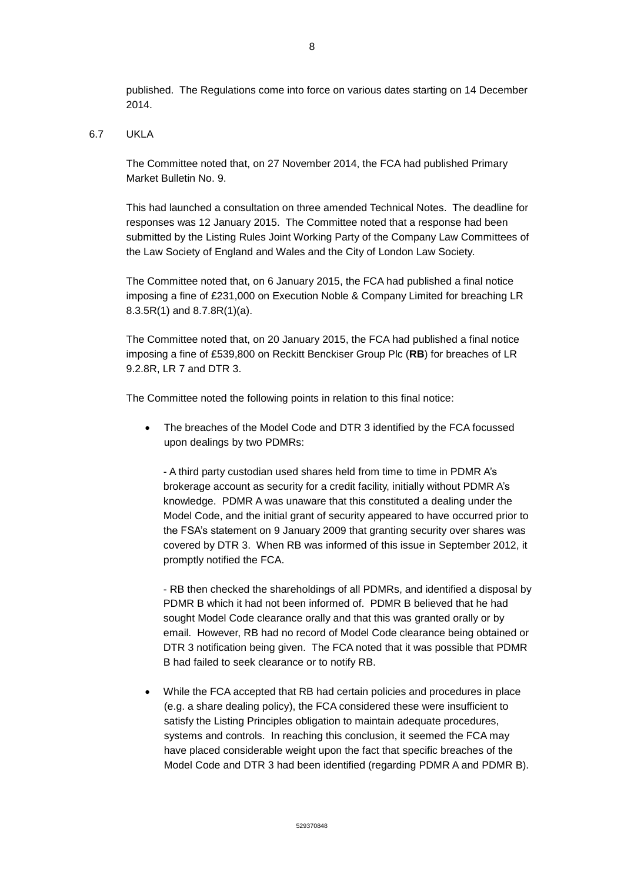published. The Regulations come into force on various dates starting on 14 December 2014.

6.7 UKLA

The Committee noted that, on 27 November 2014, the FCA had published Primary Market Bulletin No. 9.

This had launched a consultation on three amended Technical Notes. The deadline for responses was 12 January 2015. The Committee noted that a response had been submitted by the Listing Rules Joint Working Party of the Company Law Committees of the Law Society of England and Wales and the City of London Law Society.

The Committee noted that, on 6 January 2015, the FCA had published a final notice imposing a fine of £231,000 on Execution Noble & Company Limited for breaching LR 8.3.5R(1) and 8.7.8R(1)(a).

The Committee noted that, on 20 January 2015, the FCA had published a final notice imposing a fine of £539,800 on Reckitt Benckiser Group Plc (**RB**) for breaches of LR 9.2.8R, LR 7 and DTR 3.

The Committee noted the following points in relation to this final notice:

- The breaches of the Model Code and DTR 3 identified by the FCA focussed upon dealings by two PDMRs:

  - A third party custodian used shares held from time to time in PDMR A's brokerage account as security for a credit facility, initially without PDMR A's knowledge. PDMR A was unaware that this constituted a dealing under the Model Code, and the initial grant of security appeared to have occurred prior to the FSA's statement on 9 January 2009 that granting security over shares was covered by DTR 3. When RB was informed of this issue in September 2012, it promptly notified the FCA.

  - RB then checked the shareholdings of all PDMRs, and identified a disposal by PDMR B which it had not been informed of. PDMR B believed that he had sought Model Code clearance orally and that this was granted orally or by email. However, RB had no record of Model Code clearance being obtained or DTR 3 notification being given. The FCA noted that it was possible that PDMR B had failed to seek clearance or to notify RB.

- While the FCA accepted that RB had certain policies and procedures in place (e.g. a share dealing policy), the FCA considered these were insufficient to satisfy the Listing Principles obligation to maintain adequate procedures, systems and controls. In reaching this conclusion, it seemed the FCA may have placed considerable weight upon the fact that specific breaches of the Model Code and DTR 3 had been identified (regarding PDMR A and PDMR B).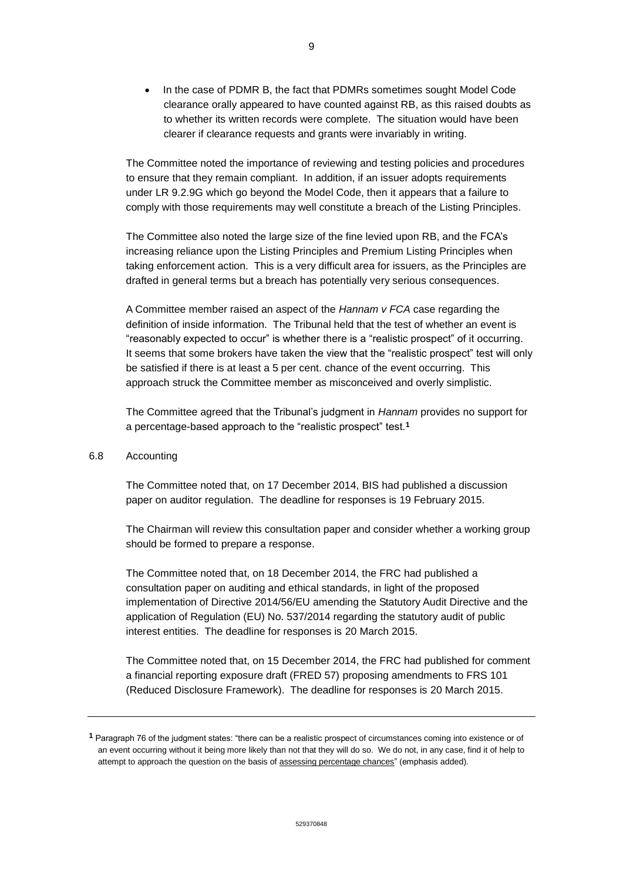- In the case of PDMR B, the fact that PDMRs sometimes sought Model Code clearance orally appeared to have counted against RB, as this raised doubts as to whether its written records were complete. The situation would have been clearer if clearance requests and grants were invariably in writing.

The Committee noted the importance of reviewing and testing policies and procedures to ensure that they remain compliant. In addition, if an issuer adopts requirements under LR 9.2.9G which go beyond the Model Code, then it appears that a failure to comply with those requirements may well constitute a breach of the Listing Principles.

The Committee also noted the large size of the fine levied upon RB, and the FCA's increasing reliance upon the Listing Principles and Premium Listing Principles when taking enforcement action. This is a very difficult area for issuers, as the Principles are drafted in general terms but a breach has potentially very serious consequences.

A Committee member raised an aspect of the *Hannam v FCA* case regarding the definition of inside information. The Tribunal held that the test of whether an event is "reasonably expected to occur" is whether there is a "realistic prospect" of it occurring. It seems that some brokers have taken the view that the "realistic prospect" test will only be satisfied if there is at least a 5 per cent. chance of the event occurring. This approach struck the Committee member as misconceived and overly simplistic.

The Committee agreed that the Tribunal's judgment in *Hannam* provides no support for a percentage-based approach to the "realistic prospect" test.[1]

6.8 Accounting

The Committee noted that, on 17 December 2014, BIS had published a discussion paper on auditor regulation. The deadline for responses is 19 February 2015.

The Chairman will review this consultation paper and consider whether a working group should be formed to prepare a response.

The Committee noted that, on 18 December 2014, the FRC had published a consultation paper on auditing and ethical standards, in light of the proposed implementation of Directive 2014/56/EU amending the Statutory Audit Directive and the application of Regulation (EU) No. 537/2014 regarding the statutory audit of public interest entities. The deadline for responses is 20 March 2015.

The Committee noted that, on 15 December 2014, the FRC had published for comment a financial reporting exposure draft (FRED 57) proposing amendments to FRS 101 (Reduced Disclosure Framework). The deadline for responses is 20 March 2015.

---

[1] Paragraph 76 of the judgment states: "there can be a realistic prospect of circumstances coming into existence or of an event occurring without it being more likely than not that they will do so. We do not, in any case, find it of help to attempt to approach the question on the basis of <u>assessing percentage chances</u>" (emphasis added).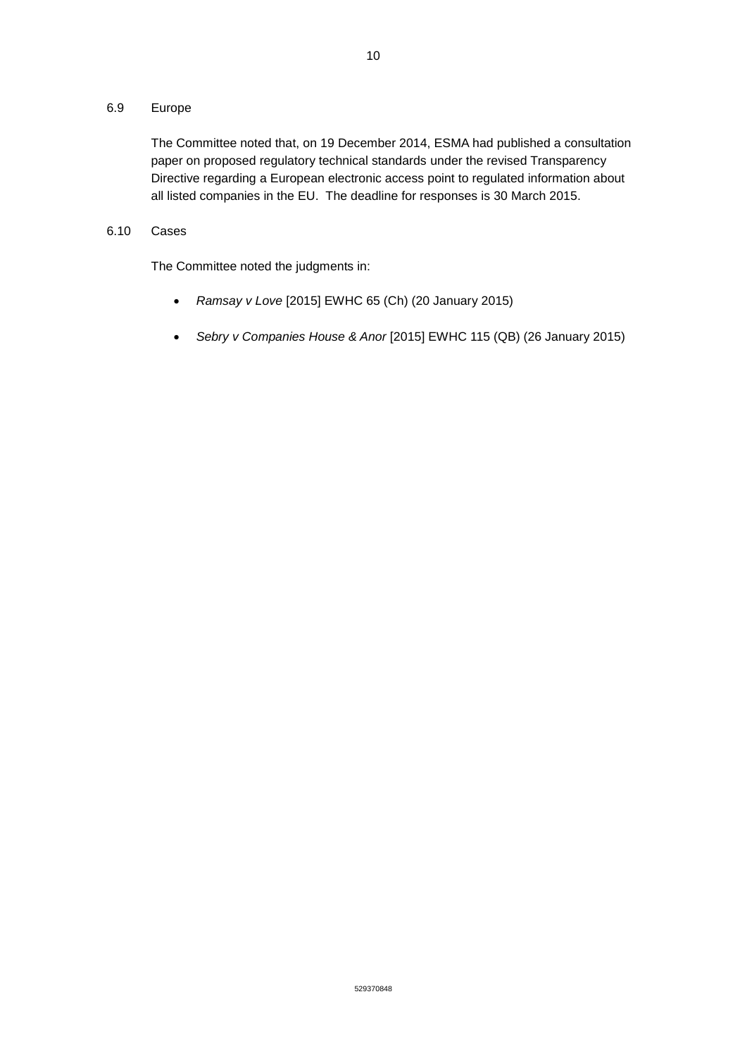6.9 Europe

The Committee noted that, on 19 December 2014, ESMA had published a consultation paper on proposed regulatory technical standards under the revised Transparency Directive regarding a European electronic access point to regulated information about all listed companies in the EU. The deadline for responses is 30 March 2015.

6.10 Cases

The Committee noted the judgments in:

- *Ramsay v Love* [2015] EWHC 65 (Ch) (20 January 2015)
- *Sebry v Companies House & Anor* [2015] EWHC 115 (QB) (26 January 2015)

529370848